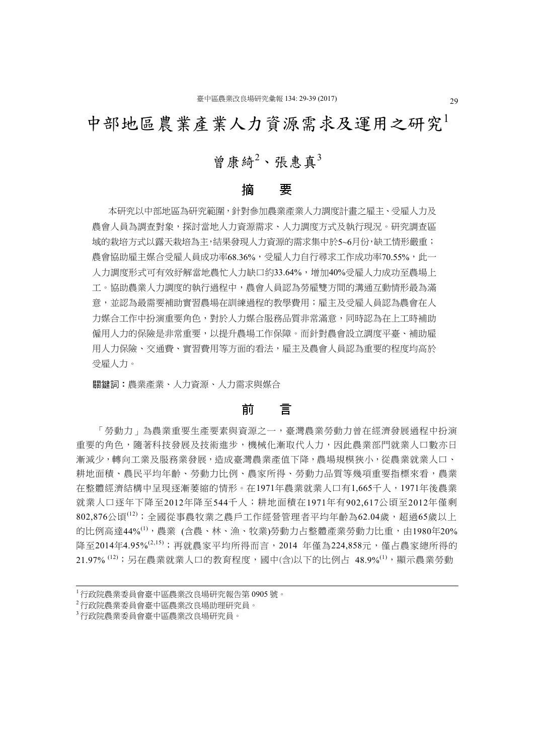# 中部地區農業產業人力資源需求及運用之研究[1]

曾康綺[2]、張惠真[3]

## 摘　要

本研究以中部地區為研究範圍，針對參加農業產業人力調度計畫之雇主、受雇人力及農會人員為調查對象，探討當地人力資源需求、人力調度方式及執行現況。研究調查區域的栽培方式以露天栽培為主，結果發現人力資源的需求集中於5~6月份，缺工情形嚴重；農會協助雇主媒合受雇人員成功率68.36%，受雇人力自行尋求工作成功率70.55%，此一人力調度形式可有效紓解當地農忙人力缺口約33.64%，增加40%受雇人力成功至農場上工。協助農業人力調度的執行過程中，農會人員認為勞雇雙方間的溝通互動情形最為滿意，並認為最需要補助實習農場在訓練過程的教學費用；雇主及受雇人員認為農會在人力媒合工作中扮演重要角色，對於人力媒合服務品質非常滿意，同時認為在上工時補助傭用人力的保險是非常重要，以提升農場工作保障。而針對農會設立調度平臺、補助雇用人力保險、交通費、實習費用等方面的看法，雇主及農會人員認為重要的程度均高於受雇人力。

**關鍵詞：**農業產業、人力資源、人力需求與媒合

## 前　言

「勞動力」為農業重要生產要素與資源之一，臺灣農業勞動力曾在經濟發展過程中扮演重要的角色，隨著科技發展及技術進步，機械化漸取代人力，因此農業部門就業人口數亦日漸減少，轉向工業及服務業發展，造成臺灣農業產值下降，農場規模狹小，從農業就業人口、耕地面積、農民平均年齡、勞動力比例、農家所得、勞動力品質等幾項重要指標來看，農業在整體經濟結構中呈現逐漸萎縮的情形。在1971年農業就業人口有1,665千人，1971年後農業就業人口逐年下降至2012年降至544千人；耕地面積在1971年有902,617公頃至2012年僅剩802,876公頃[12]；全國從事農牧業之農戶工作經營管理者平均年齡為62.04歲，超過65歲以上的比例高達44%[1]，農業 (含農、林、漁、牧業)勞動力占整體產業勞動力比重，由1980年20%降至2014年4.95%[2,15]；再就農家平均所得而言，2014 年僅為224,858元，僅占農家總所得的21.97%[12]；另在農業就業人口的教育程度，國中(含)以下的比例占 48.9%[1]，顯示農業勞動

---

[1] 行政院農業委員會臺中區農業改良場研究報告第 0905 號。

[2] 行政院農業委員會臺中區農業改良場助理研究員。

[3] 行政院農業委員會臺中區農業改良場研究員。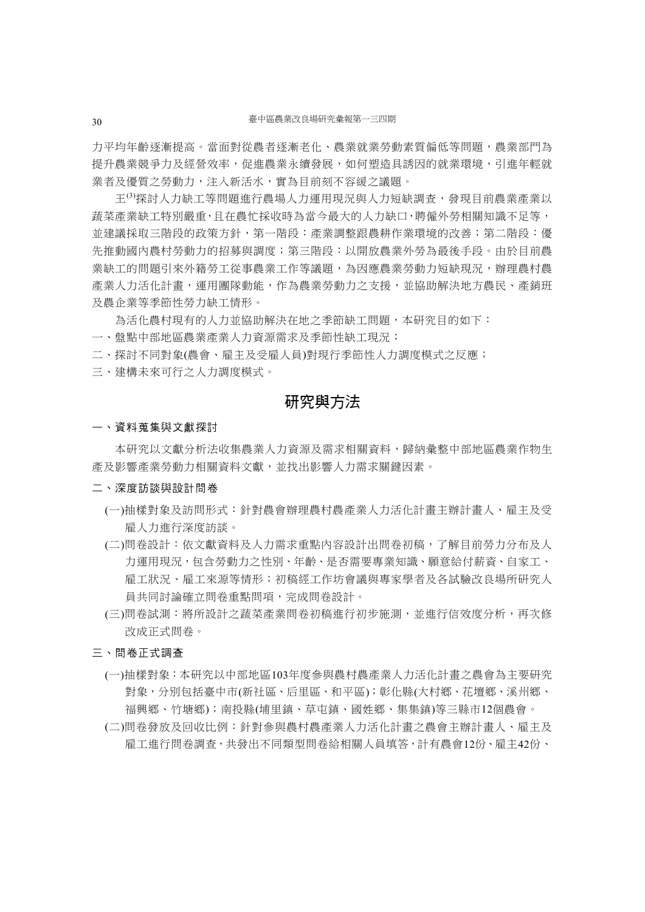力平均年齡逐漸提高。當面對從農者逐漸老化、農業就業勞動素質偏低等問題，農業部門為提升農業競爭力及經營效率，促進農業永續發展，如何塑造具誘因的就業環境，引進年輕就業者及優質之勞動力，注入新活水，實為目前刻不容緩之議題。

王[3]探討人力缺工等問題進行農場人力運用現況與人力短缺調查，發現目前農業產業以蔬菜產業缺工特別嚴重，且在農忙採收時為當今最大的人力缺口，聘僱外勞相關知識不足等，並建議採取三階段的政策方針，第一階段：產業調整跟農耕作業環境的改善；第二階段：優先推動國內農村勞動力的招募與調度；第三階段：以開放農業外勞為最後手段。由於目前農業缺工的問題引來外籍勞工從事農業工作等議題，為因應農業勞動力短缺現況，辦理農村農產業人力活化計畫，運用團隊動能，作為農業勞動力之支援，並協助解決地方農民、產銷班及農企業等季節性勞力缺工情形。

為活化農村現有的人力並協助解決在地之季節缺工問題，本研究目的如下：

一、盤點中部地區農業產業人力資源需求及季節性缺工現況；

二、探討不同對象(農會、雇主及受雇人員)對現行季節性人力調度模式之反應；

三、建構未來可行之人力調度模式。

## 研究與方法

### 一、資料蒐集與文獻探討

本研究以文獻分析法收集農業人力資源及需求相關資料，歸納彙整中部地區農業作物生產及影響產業勞動力相關資料文獻，並找出影響人力需求關鍵因素。

### 二、深度訪談與設計問卷

(一)抽樣對象及訪問形式：針對農會辦理農村農產業人力活化計畫主辦計畫人、雇主及受雇人力進行深度訪談。

(二)問卷設計：依文獻資料及人力需求重點內容設計出問卷初稿，了解目前勞力分布及人力運用現況，包含勞動力之性別、年齡、是否需要專業知識、願意給付薪資、自家工、雇工狀況、雇工來源等情形；初稿經工作坊會議與專家學者及各試驗改良場所研究人員共同討論確立問卷重點問項，完成問卷設計。

(三)問卷試測：將所設計之蔬菜產業問卷初稿進行初步施測，並進行信效度分析，再次修改成正式問卷。

### 三、問卷正式調查

(一)抽樣對象：本研究以中部地區103年度參與農村農產業人力活化計畫之農會為主要研究對象，分別包括臺中市(新社區、后里區、和平區)；彰化縣(大村鄉、花壇鄉、溪州鄉、福興鄉、竹塘鄉)；南投縣(埔里鎮、草屯鎮、國姓鄉、集集鎮)等三縣市12個農會。

(二)問卷發放及回收比例：針對參與農村農產業人力活化計畫之農會主辦計畫人、雇主及雇工進行問卷調查，共發出不同類型問卷給相關人員填答，計有農會12份、雇主42份、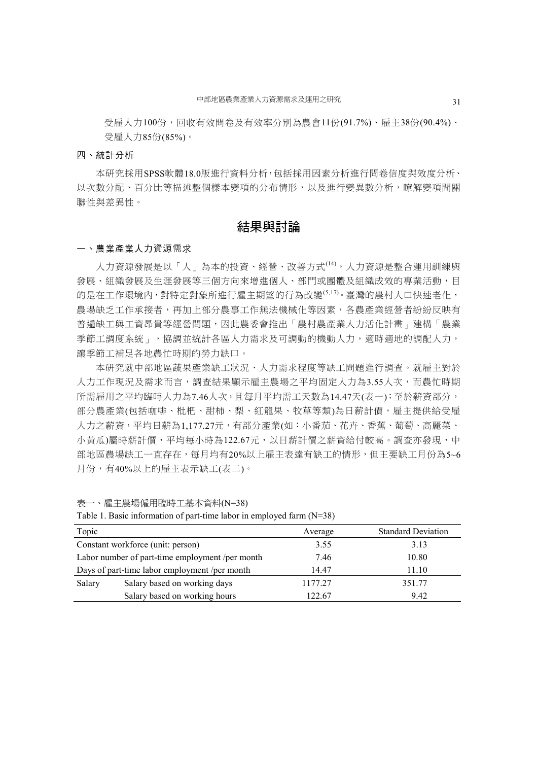受雇人力100份，回收有效問卷及有效率分別為農會11份(91.7%)、雇主38份(90.4%)、受雇人力85份(85%)。

### 四、統計分析

本研究採用SPSS軟體18.0版進行資料分析，包括採用因素分析進行問卷信度與效度分析、以次數分配、百分比等描述整個樣本變項的分布情形，以及進行變異數分析，瞭解變項間關聯性與差異性。

## 結果與討論

### 一、農業產業人力資源需求

人力資源發展是以「人」為本的投資、經營、改善方式[14]，人力資源是整合運用訓練與發展、組織發展及生涯發展等三個方向來增進個人、部門或團體及組織成效的專業活動，目的是在工作環境內，對特定對象所進行雇主期望的行為改變[5,17]。臺灣的農村人口快速老化，農場缺乏工作承接者，再加上部分農事工作無法機械化等因素，各農產業經營者紛紛反映有普遍缺工與工資昂貴等經營問題，因此農委會推出「農村農產業人力活化計畫」建構「農業季節工調度系統」，協調並統計各區人力需求及可調動的機動人力，適時適地的調配人力，讓季節工補足各地農忙時期的勞力缺口。

本研究就中部地區蔬果產業缺工狀況、人力需求程度等缺工問題進行調查。就雇主對於人力工作現況及需求而言，調查結果顯示雇主農場之平均固定人力為3.55人次，而農忙時期所需雇用之平均臨時人力為7.46人次，且每月平均需工天數為14.47天(表一)；至於薪資部分，部分農產業(包括咖啡、枇杷、甜柿、梨、紅龍果、牧草等類)為日薪計價，雇主提供給受雇人力之薪資，平均日薪為1,177.27元，有部分產業(如：小番茄、花卉、香蕉、葡萄、高麗菜、小黃瓜)屬時薪計價，平均每小時為122.67元，以日薪計價之薪資給付較高。調查亦發現，中部地區農場缺工一直存在，每月均有20%以上雇主表達有缺工的情形，但主要缺工月份為5~6月份，有40%以上的雇主表示缺工(表二)。

表一、雇主農場僱用臨時工基本資料(N=38)

Table 1. Basic information of part-time labor in employed farm (N=38)

| Topic | | Average | Standard Deviation |
|---|---|---|---|
| Constant workforce (unit: person) | | 3.55 | 3.13 |
| Labor number of part-time employment /per month | | 7.46 | 10.80 |
| Days of part-time labor employment /per month | | 14.47 | 11.10 |
| Salary | Salary based on working days | 1177.27 | 351.77 |
| | Salary based on working hours | 122.67 | 9.42 |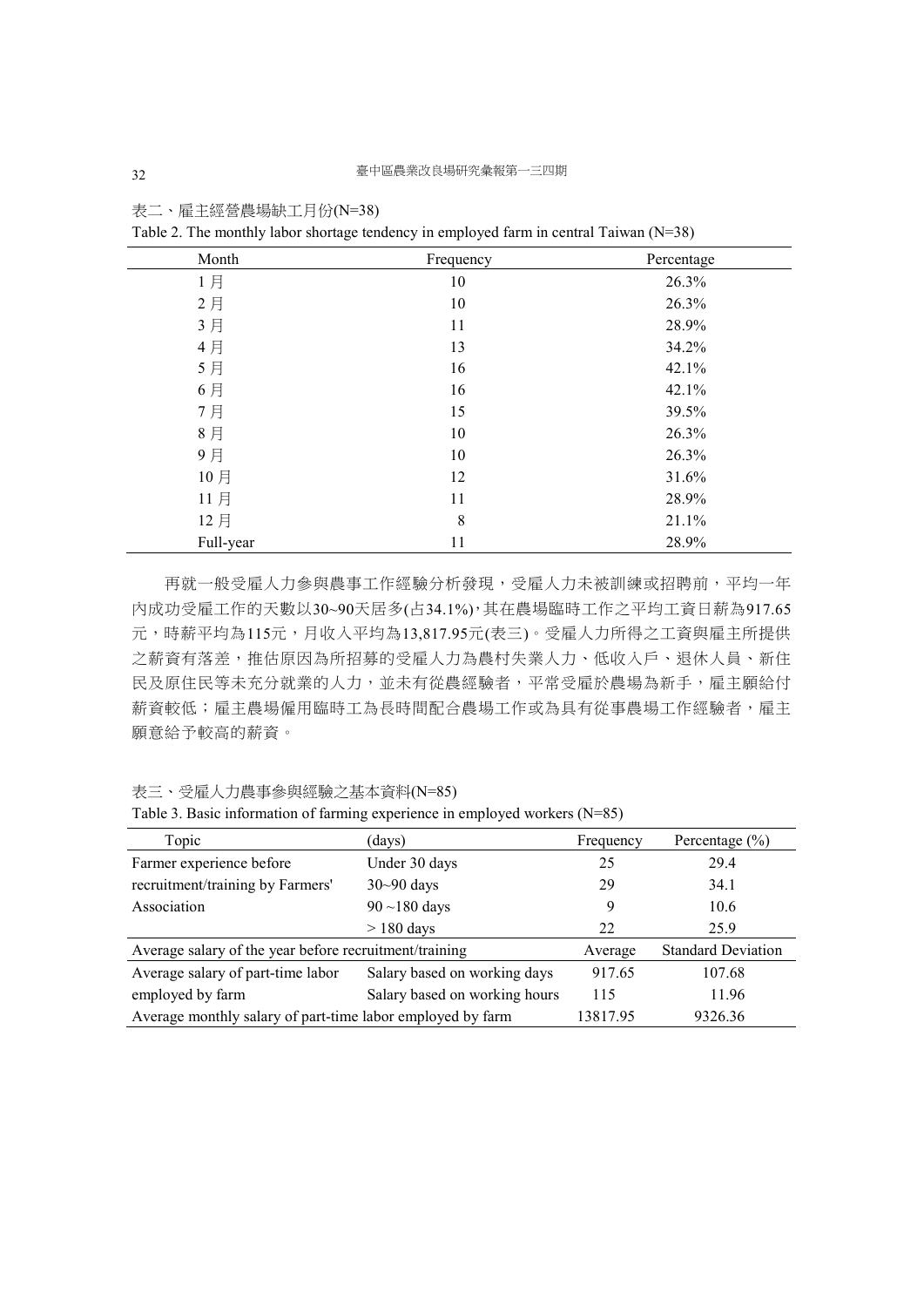表二、雇主經營農場缺工月份(N=38)

Table 2. The monthly labor shortage tendency in employed farm in central Taiwan (N=38)

| Month | Frequency | Percentage |
|---|---|---|
| 1 月 | 10 | 26.3% |
| 2 月 | 10 | 26.3% |
| 3 月 | 11 | 28.9% |
| 4 月 | 13 | 34.2% |
| 5 月 | 16 | 42.1% |
| 6 月 | 16 | 42.1% |
| 7 月 | 15 | 39.5% |
| 8 月 | 10 | 26.3% |
| 9 月 | 10 | 26.3% |
| 10 月 | 12 | 31.6% |
| 11 月 | 11 | 28.9% |
| 12 月 | 8 | 21.1% |
| Full-year | 11 | 28.9% |

再就一般受雇人力參與農事工作經驗分析發現，受雇人力未被訓練或招聘前，平均一年內成功受雇工作的天數以30~90天居多(占34.1%)，其在農場臨時工作之平均工資日薪為917.65元，時薪平均為115元，月收入平均為13,817.95元(表三)。受雇人力所得之工資與雇主所提供之薪資有落差，推估原因為所招募的受雇人力為農村失業人力、低收入戶、退休人員、新住民及原住民等未充分就業的人力，並未有從農經驗者，平常受雇於農場為新手，雇主願給付薪資較低；雇主農場僱用臨時工為長時間配合農場工作或為具有從事農場工作經驗者，雇主願意給予較高的薪資。

表三、受雇人力農事參與經驗之基本資料(N=85)

Table 3. Basic information of farming experience in employed workers (N=85)

| Topic | (days) | Frequency | Percentage (%) |
|---|---|---|---|
| Farmer experience before recruitment/training by Farmers' Association | Under 30 days | 25 | 29.4 |
| | 30~90 days | 29 | 34.1 |
| | 90 ~180 days | 9 | 10.6 |
| | > 180 days | 22 | 25.9 |
| Average salary of the year before recruitment/training | | Average | Standard Deviation |
| Average salary of part-time labor employed by farm | Salary based on working days | 917.65 | 107.68 |
| | Salary based on working hours | 115 | 11.96 |
| Average monthly salary of part-time labor employed by farm | | 13817.95 | 9326.36 |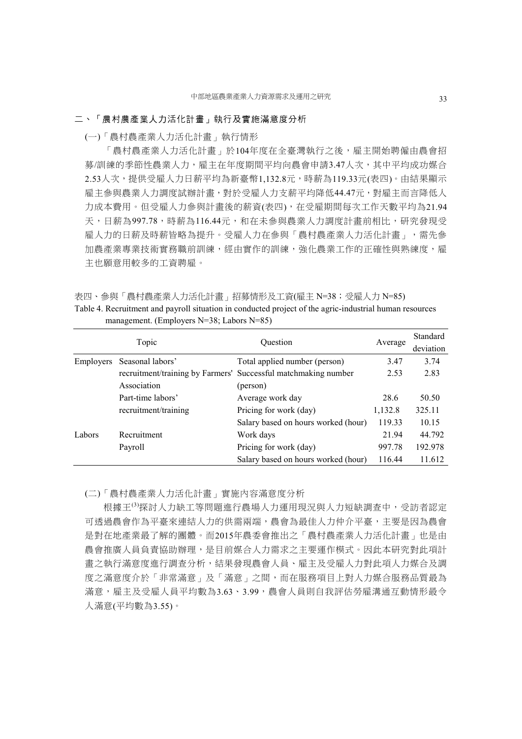## 二、「農村農產業人力活化計畫」執行及實施滿意度分析

### (一)「農村農產業人力活化計畫」執行情形

「農村農產業人力活化計畫」於104年度在全臺灣執行之後，雇主開始聘僱由農會招募/訓練的季節性農業人力，雇主在年度期間平均向農會申請3.47人次，其中平均成功媒合2.53人次，提供受雇人力日薪平均為新臺幣1,132.8元，時薪為119.33元(表四)。由結果顯示雇主參與農業人力調度試辦計畫，對於受雇人力支薪平均降低44.47元，對雇主而言降低人力成本費用。但受雇人力參與計畫後的薪資(表四)，在受雇期間每次工作天數平均為21.94天，日薪為997.78，時薪為116.44元，和在未參與農業人力調度計畫前相比，研究發現受雇人力的日薪及時薪皆略為提升。受雇人力在參與「農村農產業人力活化計畫」，需先參加農產業專業技術實務職前訓練，經由實作的訓練，強化農業工作的正確性與熟練度，雇主也願意用較多的工資聘雇。

表四、參與「農村農產業人力活化計畫」招募情形及工資(雇主 N=38；受雇人力 N=85)

Table 4. Recruitment and payroll situation in conducted project of the agric-industrial human resources management. (Employers N=38; Labors N=85)

| Topic | | Question | Average | Standard deviation |
|---|---|---|---|---|
| Employers | Seasonal labors' recruitment/training by Farmers' Association | Total applied number (person) | 3.47 | 3.74 |
| | | Successful matchmaking number (person) | 2.53 | 2.83 |
| | Part-time labors' recruitment/training | Average work day | 28.6 | 50.50 |
| | | Pricing for work (day) | 1,132.8 | 325.11 |
| | | Salary based on hours worked (hour) | 119.33 | 10.15 |
| Labors | Recruitment | Work days | 21.94 | 44.792 |
| | Payroll | Pricing for work (day) | 997.78 | 192.978 |
| | | Salary based on hours worked (hour) | 116.44 | 11.612 |

### (二)「農村農產業人力活化計畫」實施內容滿意度分析

根據王[3]探討人力缺工等問題進行農場人力運用現況與人力短缺調查中，受訪者認定可透過農會作為平臺來連結人力的供需兩端，農會為最佳人力仲介平臺，主要是因為農會是對在地產業最了解的團體。而2015年農委會推出之「農村農產業人力活化計畫」也是由農會推廣人員負責協助辦理，是目前媒合人力需求之主要運作模式。因此本研究對此項計畫之執行滿意度進行調查分析，結果發現農會人員、雇主及受雇人力對此項人力媒合及調度之滿意度介於「非常滿意」及「滿意」之間，而在服務項目上對人力媒合服務品質最為滿意，雇主及受雇人員平均數為3.63、3.99，農會人員則自我評估勞雇溝通互動情形最令人滿意(平均數為3.55)。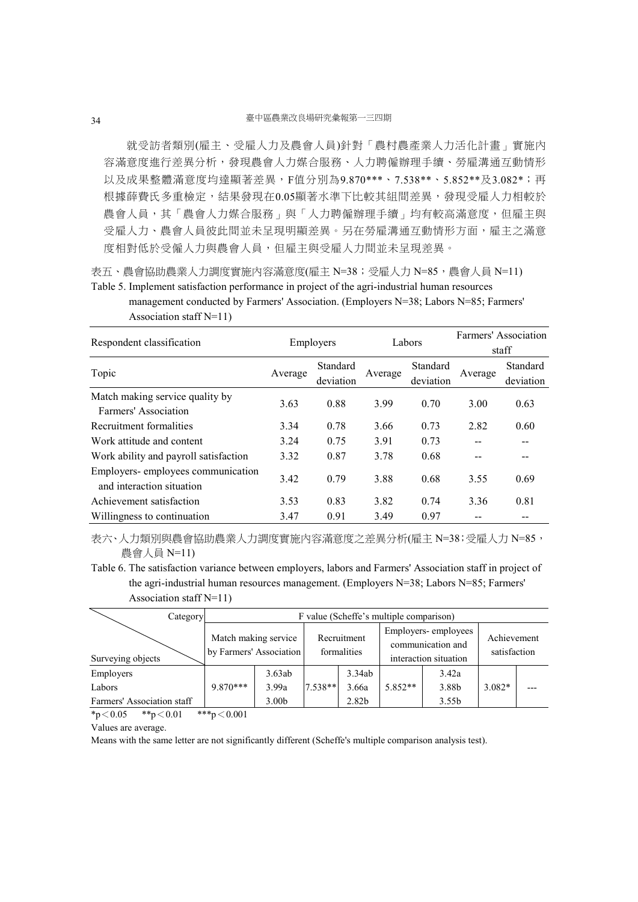就受訪者類別(雇主、受雇人力及農會人員)針對「農村農產業人力活化計畫」實施內容滿意度進行差異分析，發現農會人力媒合服務、人力聘僱辦理手續、勞雇溝通互動情形以及成果整體滿意度均達顯著差異，F值分別為9.870***、7.538**、5.852**及3.082*；再根據薛費氏多重檢定，結果發現在0.05顯著水準下比較其組間差異，發現受雇人力相較於農會人員，其「農會人力媒合服務」與「人力聘僱辦理手續」均有較高滿意度，但雇主與受雇人力、農會人員彼此間並未呈現明顯差異。另在勞雇溝通互動情形方面，雇主之滿意度相對低於受僱人力與農會人員，但雇主與受雇人力間並未呈現差異。

表五、農會協助農業人力調度實施內容滿意度(雇主 N=38；受雇人力 N=85，農會人員 N=11)

Table 5. Implement satisfaction performance in project of the agri-industrial human resources management conducted by Farmers' Association. (Employers N=38; Labors N=85; Farmers' Association staff N=11)

| Respondent classification | Employers | | Labors | | Farmers' Association staff | |
|---|---|---|---|---|---|---|
| Topic | Average | Standard deviation | Average | Standard deviation | Average | Standard deviation |
| Match making service quality by Farmers' Association | 3.63 | 0.88 | 3.99 | 0.70 | 3.00 | 0.63 |
| Recruitment formalities | 3.34 | 0.78 | 3.66 | 0.73 | 2.82 | 0.60 |
| Work attitude and content | 3.24 | 0.75 | 3.91 | 0.73 | -- | -- |
| Work ability and payroll satisfaction | 3.32 | 0.87 | 3.78 | 0.68 | -- | -- |
| Employers- employees communication and interaction situation | 3.42 | 0.79 | 3.88 | 0.68 | 3.55 | 0.69 |
| Achievement satisfaction | 3.53 | 0.83 | 3.82 | 0.74 | 3.36 | 0.81 |
| Willingness to continuation | 3.47 | 0.91 | 3.49 | 0.97 | -- | -- |

表六、人力類別與農會協助農業人力調度實施內容滿意度之差異分析(雇主 N=38；受雇人力 N=85，農會人員 N=11)

Table 6. The satisfaction variance between employers, labors and Farmers' Association staff in project of the agri-industrial human resources management. (Employers N=38; Labors N=85; Farmers' Association staff N=11)

| Category / Surveying objects | F value (Scheffe's multiple comparison) | | | | | | | |
|---|---|---|---|---|---|---|---|---|
| | Match making service by Farmers' Association | | Recruitment formalities | | Employers- employees communication and interaction situation | | Achievement satisfaction | |
| Employers | | 3.63ab | | 3.34ab | | 3.42a | | |
| Labors | 9.870*** | 3.99a | 7.538** | 3.66a | 5.852** | 3.88b | 3.082* | --- |
| Farmers' Association staff | | 3.00b | | 2.82b | | 3.55b | | |

*$p < 0.05$ **$p < 0.01$ ***$p < 0.001$

Values are average.

Means with the same letter are not significantly different (Scheffe's multiple comparison analysis test).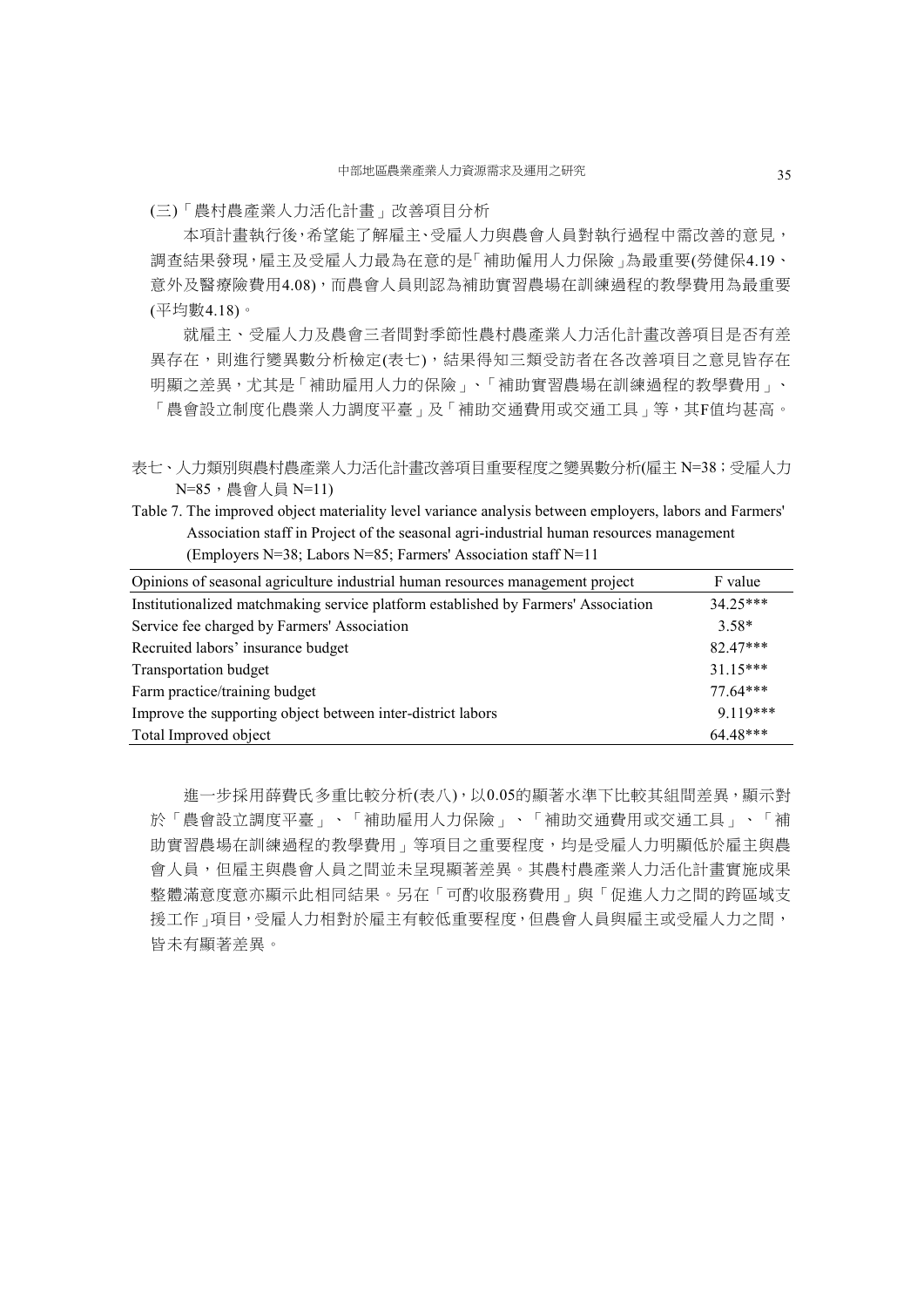(三)「農村農產業人力活化計畫」改善項目分析

本項計畫執行後，希望能了解雇主、受雇人力與農會人員對執行過程中需改善的意見，調查結果發現，雇主及受雇人力最為在意的是「補助僱用人力保險」為最重要(勞健保4.19、意外及醫療險費用4.08)，而農會人員則認為補助實習農場在訓練過程的教學費用為最重要(平均數4.18)。

就雇主、受雇人力及農會三者間對季節性農村農產業人力活化計畫改善項目是否有差異存在，則進行變異數分析檢定(表七)，結果得知三類受訪者在各改善項目之意見皆存在明顯之差異，尤其是「補助雇用人力的保險」、「補助實習農場在訓練過程的教學費用」、「農會設立制度化農業人力調度平臺」及「補助交通費用或交通工具」等，其F值均甚高。

表七、人力類別與農村農產業人力活化計畫改善項目重要程度之變異數分析(雇主 N=38；受雇人力 N=85，農會人員 N=11)

Table 7. The improved object materiality level variance analysis between employers, labors and Farmers' Association staff in Project of the seasonal agri-industrial human resources management (Employers N=38; Labors N=85; Farmers' Association staff N=11

| Opinions of seasonal agriculture industrial human resources management project | F value |
|---|---|
| Institutionalized matchmaking service platform established by Farmers' Association | 34.25*** |
| Service fee charged by Farmers' Association | 3.58* |
| Recruited labors' insurance budget | 82.47*** |
| Transportation budget | 31.15*** |
| Farm practice/training budget | 77.64*** |
| Improve the supporting object between inter-district labors | 9.119*** |
| Total Improved object | 64.48*** |

進一步採用薛費氏多重比較分析(表八)，以0.05的顯著水準下比較其組間差異，顯示對於「農會設立調度平臺」、「補助雇用人力保險」、「補助交通費用或交通工具」、「補助實習農場在訓練過程的教學費用」等項目之重要程度，均是受雇人力明顯低於雇主與農會人員，但雇主與農會人員之間並未呈現顯著差異。其農村農產業人力活化計畫實施成果整體滿意度意亦顯示此相同結果。另在「可酌收服務費用」與「促進人力之間的跨區域支援工作」項目，受雇人力相對於雇主有較低重要程度，但農會人員與雇主或受雇人力之間，皆未有顯著差異。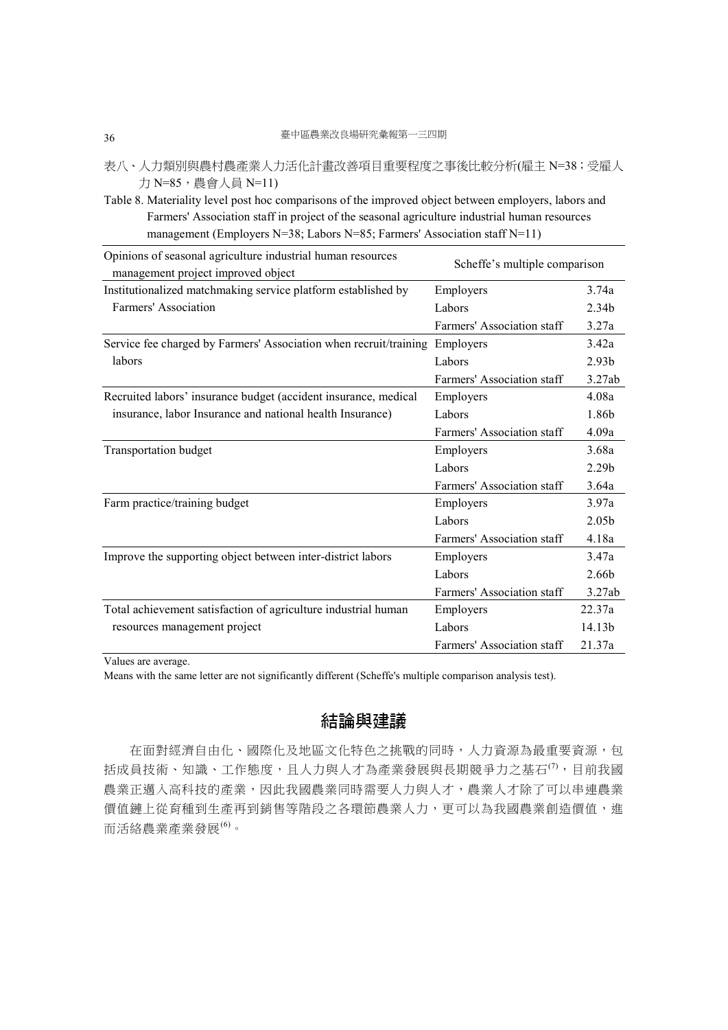表八、人力類別與農村農產業人力活化計畫改善項目重要程度之事後比較分析(雇主 N=38；受雇人力 N=85，農會人員 N=11)

Table 8. Materiality level post hoc comparisons of the improved object between employers, labors and Farmers' Association staff in project of the seasonal agriculture industrial human resources management (Employers N=38; Labors N=85; Farmers' Association staff N=11)

| Opinions of seasonal agriculture industrial human resources management project improved object | Scheffe's multiple comparison | |
|---|---|---|
| Institutionalized matchmaking service platform established by Farmers' Association | Employers | 3.74a |
| | Labors | 2.34b |
| | Farmers' Association staff | 3.27a |
| Service fee charged by Farmers' Association when recruit/training labors | Employers | 3.42a |
| | Labors | 2.93b |
| | Farmers' Association staff | 3.27ab |
| Recruited labors' insurance budget (accident insurance, medical insurance, labor Insurance and national health Insurance) | Employers | 4.08a |
| | Labors | 1.86b |
| | Farmers' Association staff | 4.09a |
| Transportation budget | Employers | 3.68a |
| | Labors | 2.29b |
| | Farmers' Association staff | 3.64a |
| Farm practice/training budget | Employers | 3.97a |
| | Labors | 2.05b |
| | Farmers' Association staff | 4.18a |
| Improve the supporting object between inter-district labors | Employers | 3.47a |
| | Labors | 2.66b |
| | Farmers' Association staff | 3.27ab |
| Total achievement satisfaction of agriculture industrial human resources management project | Employers | 22.37a |
| | Labors | 14.13b |
| | Farmers' Association staff | 21.37a |

Values are average.

Means with the same letter are not significantly different (Scheffe's multiple comparison analysis test).

## 結論與建議

在面對經濟自由化、國際化及地區文化特色之挑戰的同時，人力資源為最重要資源，包括成員技術、知識、工作態度，且人力與人才為產業發展與長期競爭力之基石[7]，目前我國農業正邁入高科技的產業，因此我國農業同時需要人力與人才，農業人才除了可以串連農業價值鏈上從育種到生產再到銷售等階段之各環節農業人力，更可以為我國農業創造價值，進而活絡農業產業發展[6]。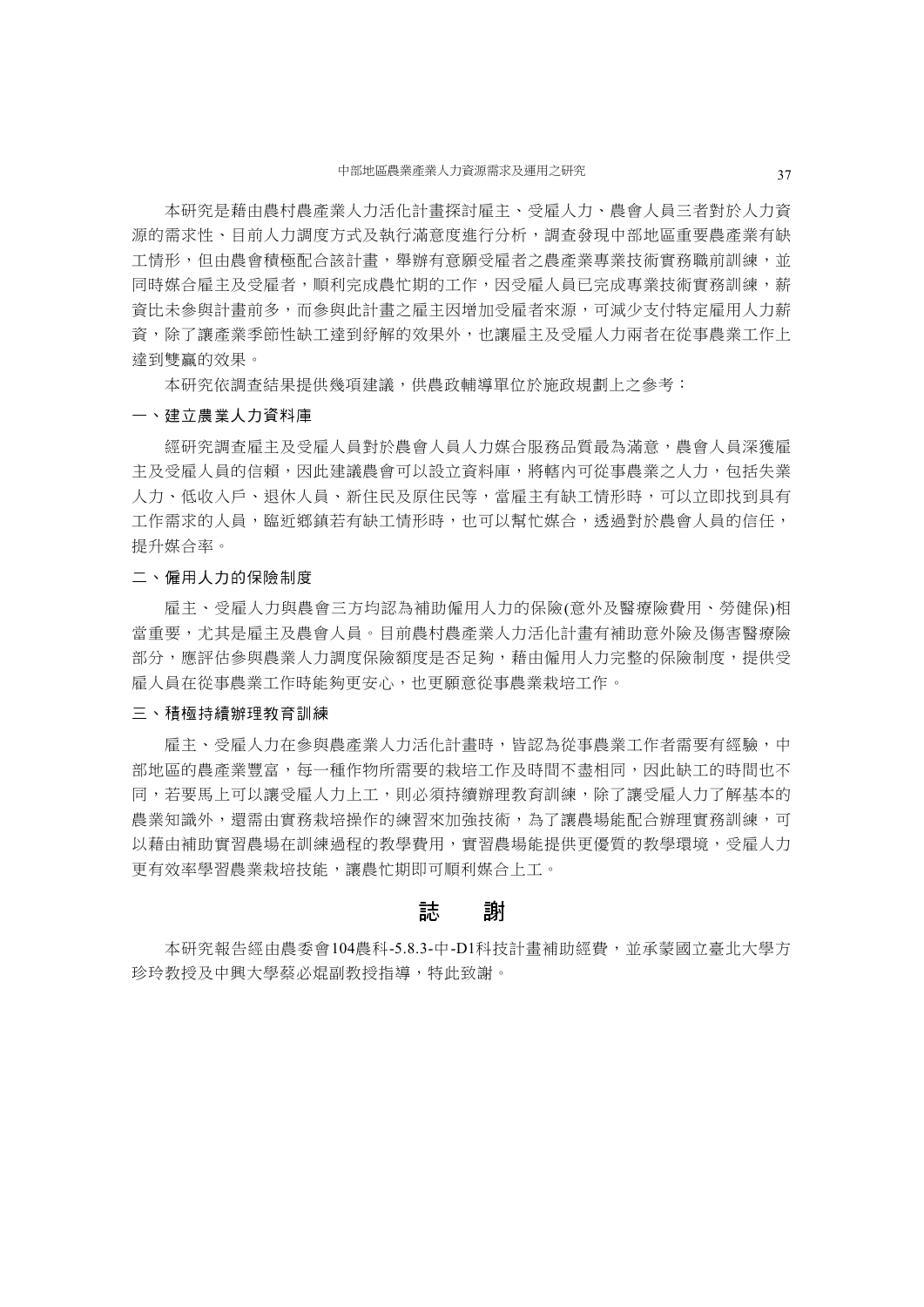本研究是藉由農村農產業人力活化計畫探討雇主、受雇人力、農會人員三者對於人力資源的需求性、目前人力調度方式及執行滿意度進行分析，調查發現中部地區重要農產業有缺工情形，但由農會積極配合該計畫，舉辦有意願受雇者之農產業專業技術實務職前訓練，並同時媒合雇主及受雇者，順利完成農忙期的工作，因受雇人員已完成專業技術實務訓練，薪資比未參與計畫前多，而參與此計畫之雇主因增加受雇者來源，可減少支付特定雇用人力薪資，除了讓產業季節性缺工達到紓解的效果外，也讓雇主及受雇人力兩者在從事農業工作上達到雙贏的效果。

本研究依調查結果提供幾項建議，供農政輔導單位於施政規劃上之參考：

### 一、建立農業人力資料庫

經研究調查雇主及受雇人員對於農會人員人力媒合服務品質最為滿意，農會人員深獲雇主及受雇人員的信賴，因此建議農會可以設立資料庫，將轄內可從事農業之人力，包括失業人力、低收入戶、退休人員、新住民及原住民等，當雇主有缺工情形時，可以立即找到具有工作需求的人員，臨近鄉鎮若有缺工情形時，也可以幫忙媒合，透過對於農會人員的信任，提升媒合率。

### 二、僱用人力的保險制度

雇主、受雇人力與農會三方均認為補助僱用人力的保險(意外及醫療險費用、勞健保)相當重要，尤其是雇主及農會人員。目前農村農產業人力活化計畫有補助意外險及傷害醫療險部分，應評估參與農業人力調度保險額度是否足夠，藉由僱用人力完整的保險制度，提供受雇人員在從事農業工作時能夠更安心，也更願意從事農業栽培工作。

### 三、積極持續辦理教育訓練

雇主、受雇人力在參與農產業人力活化計畫時，皆認為從事農業工作者需要有經驗，中部地區的農產業豐富，每一種作物所需要的栽培工作及時間不盡相同，因此缺工的時間也不同，若要馬上可以讓受雇人力上工，則必須持續辦理教育訓練，除了讓受雇人力了解基本的農業知識外，還需由實務栽培操作的練習來加強技術，為了讓農場能配合辦理實務訓練，可以藉由補助實習農場在訓練過程的教學費用，實習農場能提供更優質的教學環境，受雇人力更有效率學習農業栽培技能，讓農忙期即可順利媒合上工。

## 誌　謝

本研究報告經由農委會104農科-5.8.3-中-D1科技計畫補助經費，並承蒙國立臺北大學方珍玲教授及中興大學蔡必焜副教授指導，特此致謝。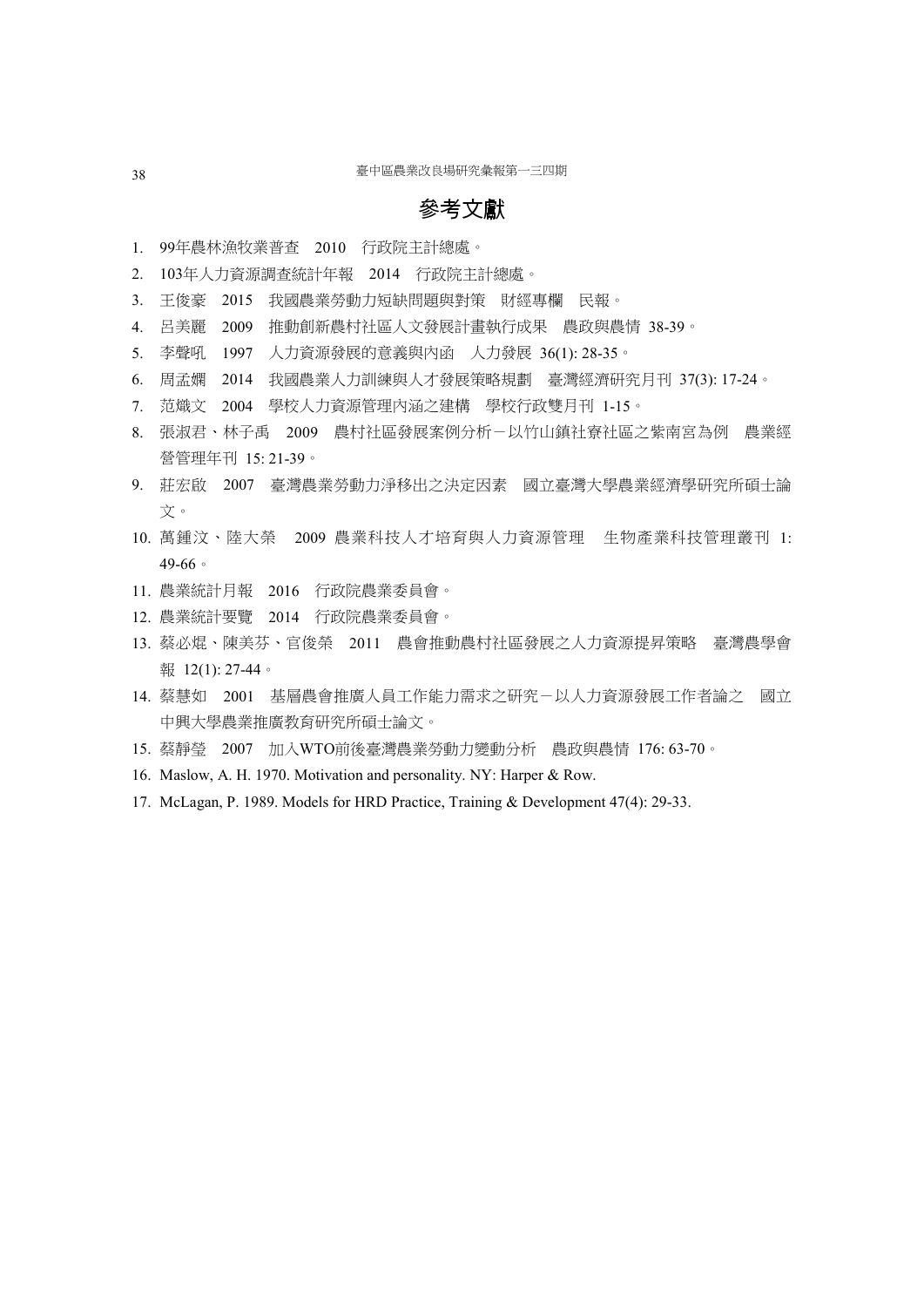## 參考文獻

1. 99年農林漁牧業普查　2010　行政院主計總處。
2. 103年人力資源調查統計年報　2014　行政院主計總處。
3. 王俊豪　2015　我國農業勞動力短缺問題與對策　財經專欄　民報。
4. 呂美麗　2009　推動創新農村社區人文發展計畫執行成果　農政與農情 38-39。
5. 李聲吼　1997　人力資源發展的意義與內函　人力發展 36(1): 28-35。
6. 周孟嫻　2014　我國農業人力訓練與人才發展策略規劃　臺灣經濟研究月刊 37(3): 17-24。
7. 范熾文　2004　學校人力資源管理內涵之建構　學校行政雙月刊 1-15。
8. 張淑君、林子禹　2009　農村社區發展案例分析－以竹山鎮社寮社區之紫南宮為例　農業經營管理年刊 15: 21-39。
9. 莊宏啟　2007　臺灣農業勞動力淨移出之決定因素　國立臺灣大學農業經濟學研究所碩士論文。
10. 萬鍾汶、陸大榮　2009 農業科技人才培育與人力資源管理　生物產業科技管理叢刊 1: 49-66。
11. 農業統計月報　2016　行政院農業委員會。
12. 農業統計要覽　2014　行政院農業委員會。
13. 蔡必焜、陳美芬、官俊榮　2011　農會推動農村社區發展之人力資源提昇策略　臺灣農學會報 12(1): 27-44。
14. 蔡慧如　2001　基層農會推廣人員工作能力需求之研究－以人力資源發展工作者論之　國立中興大學農業推廣教育研究所碩士論文。
15. 蔡靜瑩　2007　加入WTO前後臺灣農業勞動力變動分析　農政與農情 176: 63-70。
16. Maslow, A. H. 1970. Motivation and personality. NY: Harper & Row.
17. McLagan, P. 1989. Models for HRD Practice, Training & Development 47(4): 29-33.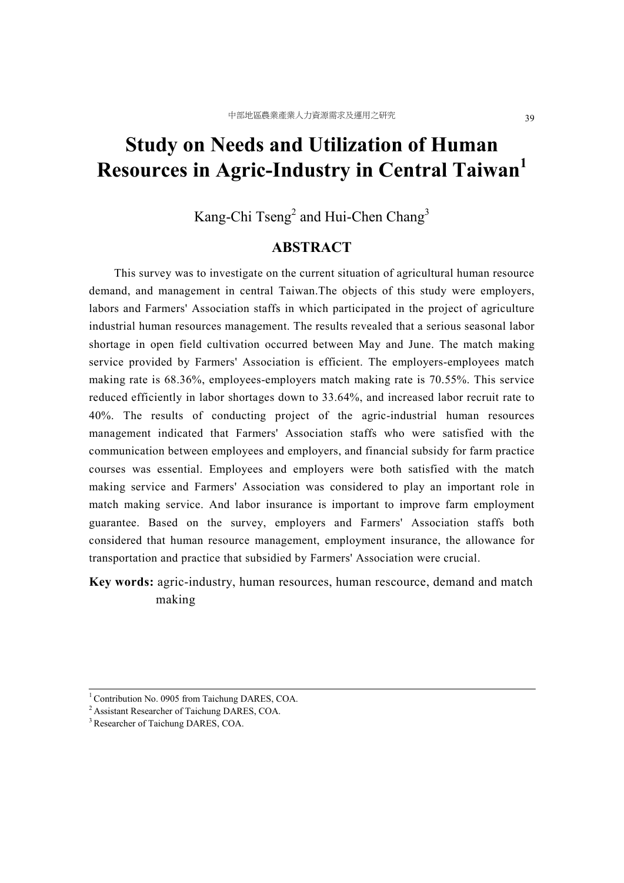# Study on Needs and Utilization of Human Resources in Agric-Industry in Central Taiwan[1]

Kang-Chi Tseng[2] and Hui-Chen Chang[3]

## ABSTRACT

This survey was to investigate on the current situation of agricultural human resource demand, and management in central Taiwan.The objects of this study were employers, labors and Farmers' Association staffs in which participated in the project of agriculture industrial human resources management. The results revealed that a serious seasonal labor shortage in open field cultivation occurred between May and June. The match making service provided by Farmers' Association is efficient. The employers-employees match making rate is 68.36%, employees-employers match making rate is 70.55%. This service reduced efficiently in labor shortages down to 33.64%, and increased labor recruit rate to 40%. The results of conducting project of the agric-industrial human resources management indicated that Farmers' Association staffs who were satisfied with the communication between employees and employers, and financial subsidy for farm practice courses was essential. Employees and employers were both satisfied with the match making service and Farmers' Association was considered to play an important role in match making service. And labor insurance is important to improve farm employment guarantee. Based on the survey, employers and Farmers' Association staffs both considered that human resource management, employment insurance, the allowance for transportation and practice that subsidied by Farmers' Association were crucial.

**Key words:** agric-industry, human resources, human rescource, demand and match making

---

[1] Contribution No. 0905 from Taichung DARES, COA.

[2] Assistant Researcher of Taichung DARES, COA.

[3] Researcher of Taichung DARES, COA.